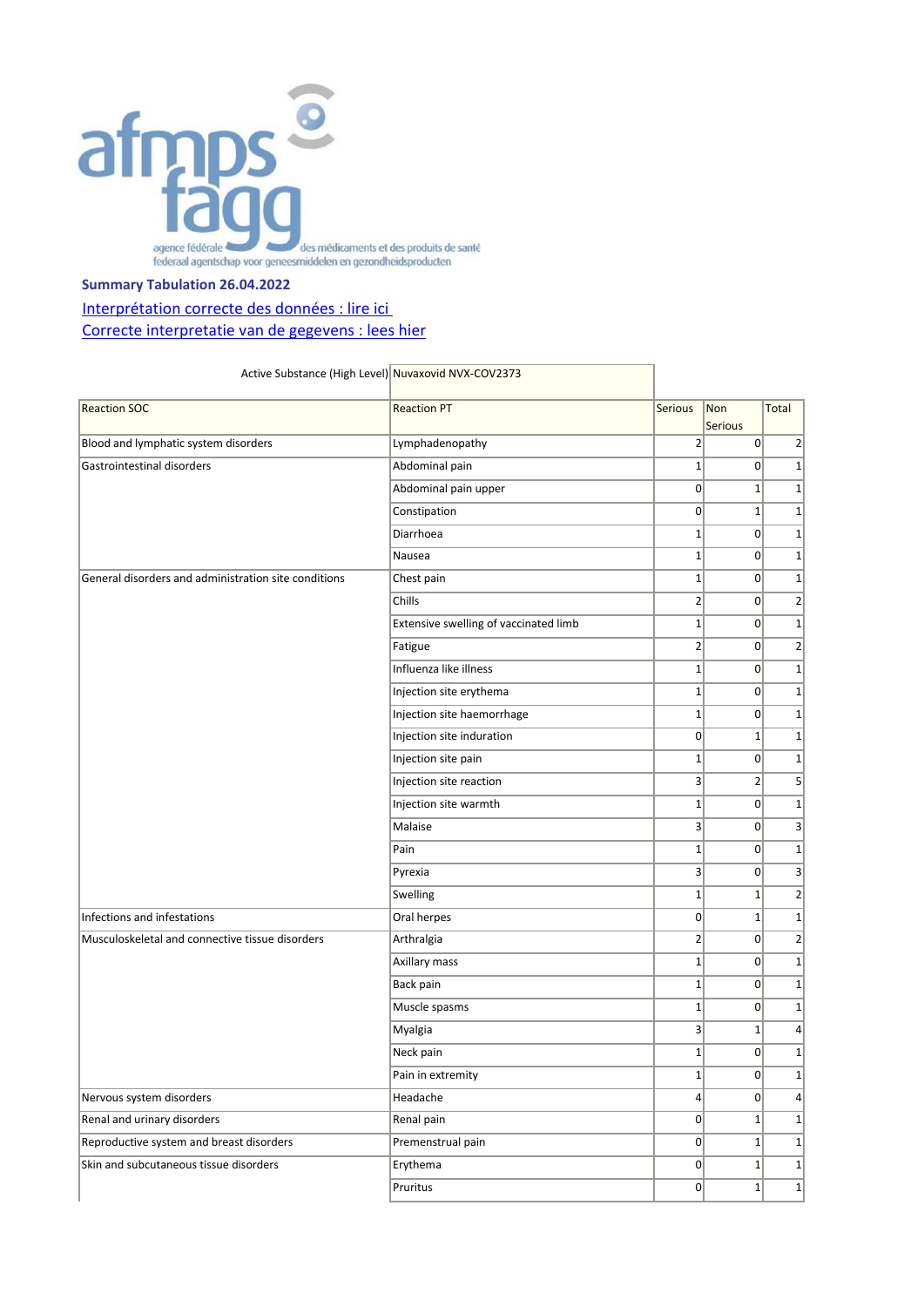agence fédérale des médicaments et des produits de santé
federaal agentschap voor geneesmiddelen en gezondheidsproducten

**Summary Tabulation 26.04.2022**

Interprétation correcte des données : lire ici
Correcte interpretatie van de gegevens : lees hier

Active Substance (High Level) Nuvaxovid NVX-COV2373

| Reaction SOC | Reaction PT | Serious | Non Serious | Total |
|---|---|---|---|---|
| Blood and lymphatic system disorders | Lymphadenopathy | 2 | 0 | 2 |
| Gastrointestinal disorders | Abdominal pain | 1 | 0 | 1 |
| | Abdominal pain upper | 0 | 1 | 1 |
| | Constipation | 0 | 1 | 1 |
| | Diarrhoea | 1 | 0 | 1 |
| | Nausea | 1 | 0 | 1 |
| General disorders and administration site conditions | Chest pain | 1 | 0 | 1 |
| | Chills | 2 | 0 | 2 |
| | Extensive swelling of vaccinated limb | 1 | 0 | 1 |
| | Fatigue | 2 | 0 | 2 |
| | Influenza like illness | 1 | 0 | 1 |
| | Injection site erythema | 1 | 0 | 1 |
| | Injection site haemorrhage | 1 | 0 | 1 |
| | Injection site induration | 0 | 1 | 1 |
| | Injection site pain | 1 | 0 | 1 |
| | Injection site reaction | 3 | 2 | 5 |
| | Injection site warmth | 1 | 0 | 1 |
| | Malaise | 3 | 0 | 3 |
| | Pain | 1 | 0 | 1 |
| | Pyrexia | 3 | 0 | 3 |
| | Swelling | 1 | 1 | 2 |
| Infections and infestations | Oral herpes | 0 | 1 | 1 |
| Musculoskeletal and connective tissue disorders | Arthralgia | 2 | 0 | 2 |
| | Axillary mass | 1 | 0 | 1 |
| | Back pain | 1 | 0 | 1 |
| | Muscle spasms | 1 | 0 | 1 |
| | Myalgia | 3 | 1 | 4 |
| | Neck pain | 1 | 0 | 1 |
| | Pain in extremity | 1 | 0 | 1 |
| Nervous system disorders | Headache | 4 | 0 | 4 |
| Renal and urinary disorders | Renal pain | 0 | 1 | 1 |
| Reproductive system and breast disorders | Premenstrual pain | 0 | 1 | 1 |
| Skin and subcutaneous tissue disorders | Erythema | 0 | 1 | 1 |
| | Pruritus | 0 | 1 | 1 |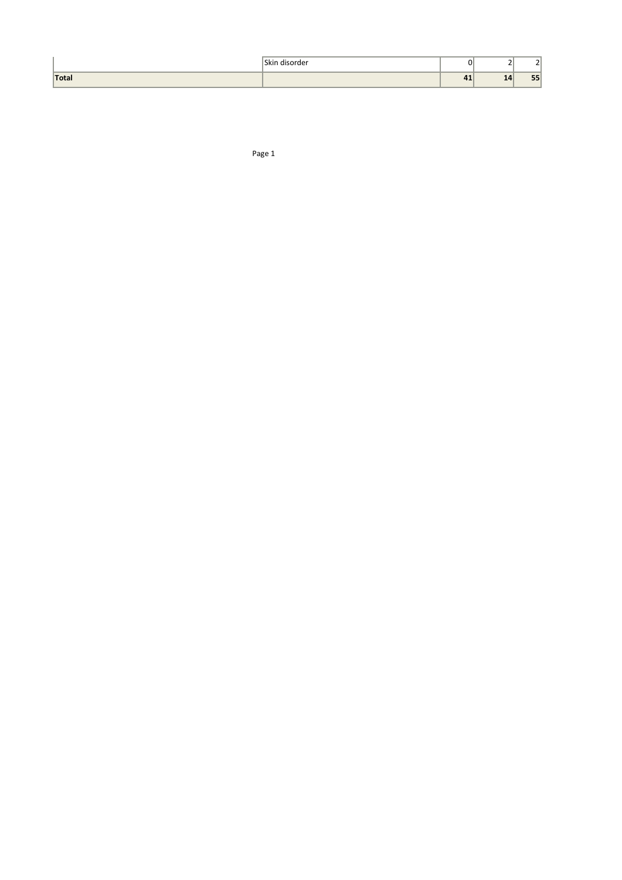| | | | | |
|---|---|---|---|---|
| | Skin disorder | 0 | 2 | 2 |
| **Total** | | **41** | **14** | **55** |